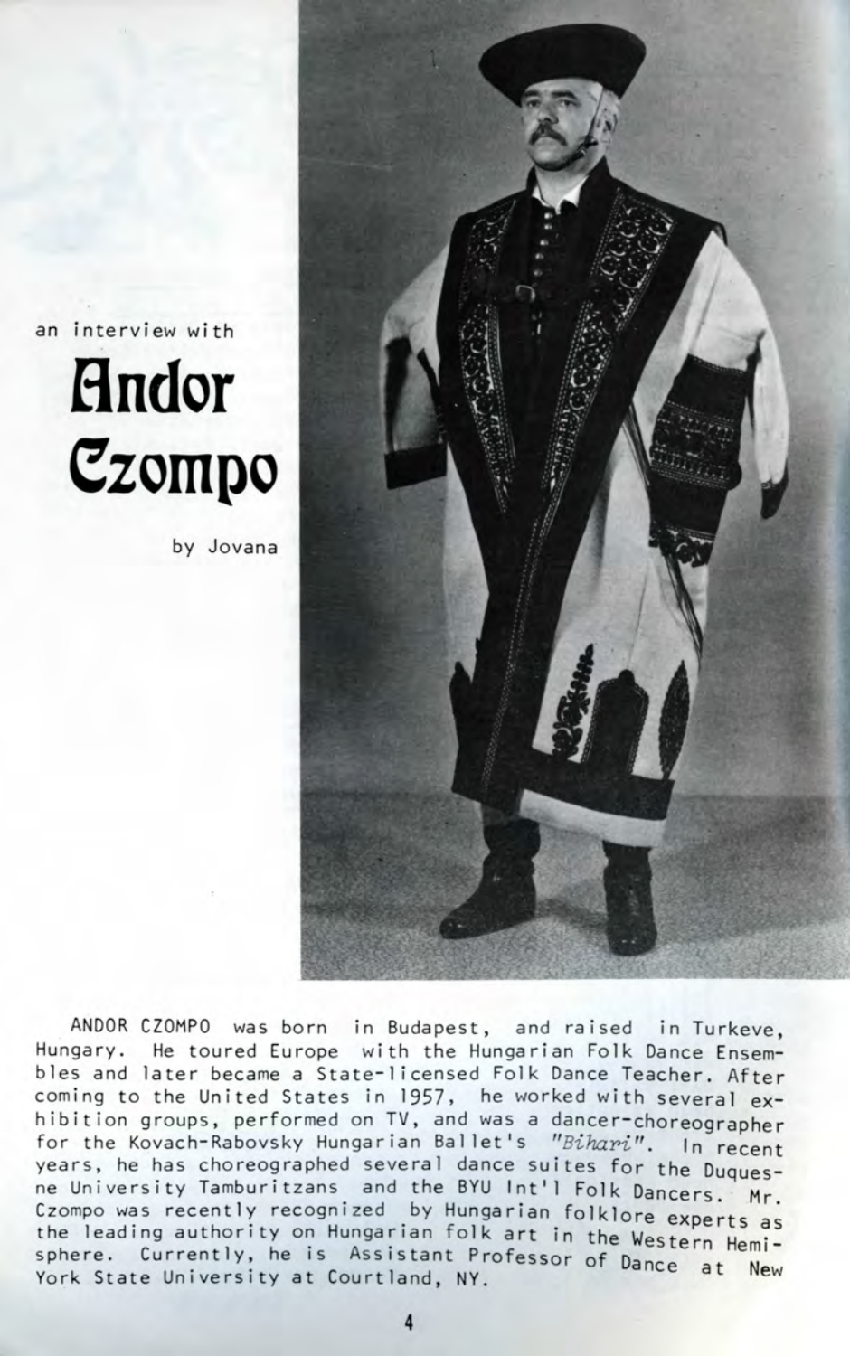an interview with

# Andor Czompo

by Jovana

ANDOR CZOMPO was born in Budapest, and raised in Turkeve, Hungary. He toured Europe with the Hungarian Folk Dance Ensembles and later became a State-licensed Folk Dance Teacher. After coming to the United States in 1957, he worked with several exhibition groups, performed on TV, and was a dancer-choreographer for the Kovach-Rabovsky Hungarian Ballet's *"Bihari"*. In recent years, he has choreographed several dance suites for the Duquesne University Tamburitzans and the BYU Int'l Folk Dancers. Mr. Czompo was recently recognized by Hungarian folklore experts as the leading authority on Hungarian folk art in the Western Hemisphere. Currently, he is Assistant Professor of Dance at New York State University at Courtland, NY.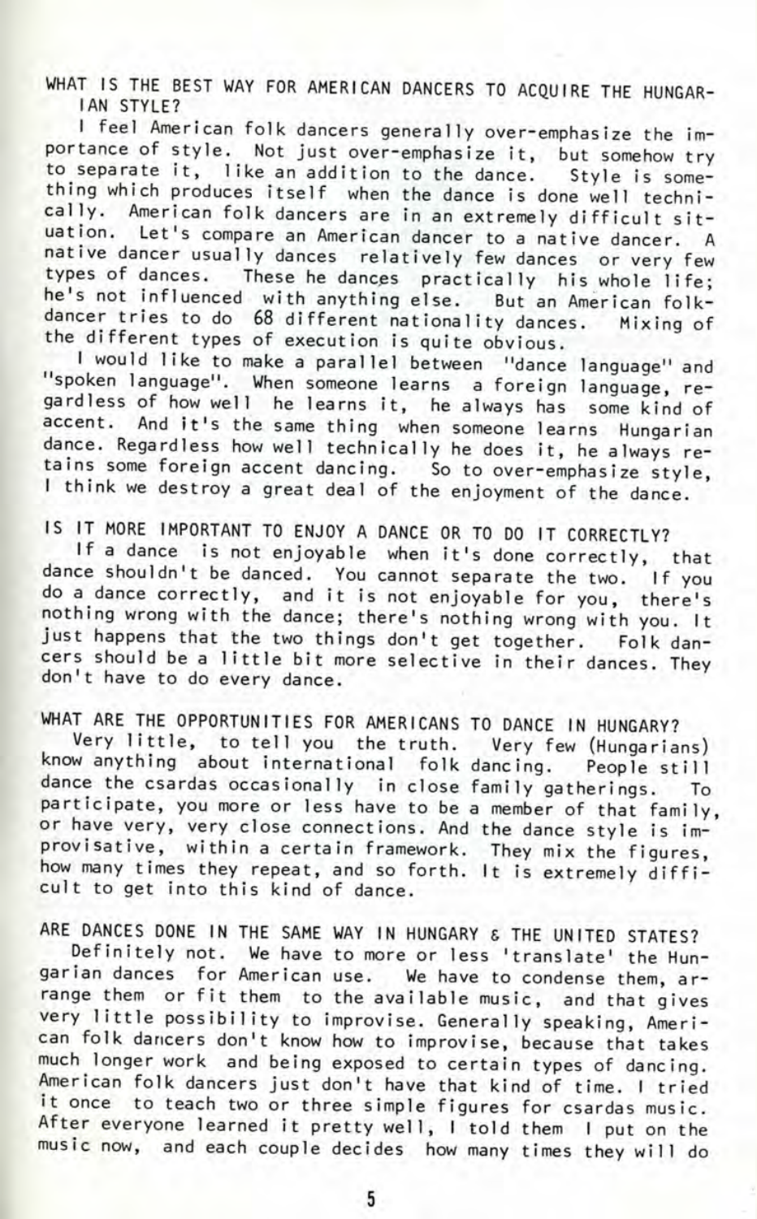## WHAT IS THE BEST WAY FOR AMERICAN DANCERS TO ACQUIRE THE HUNGARIAN STYLE?

I feel American folk dancers generally over-emphasize the importance of style. Not just over-emphasize it, but somehow try to separate it, like an addition to the dance. Style is something which produces itself when the dance is done well technically. American folk dancers are in an extremely difficult situation. Let's compare an American dancer to a native dancer. A native dancer usually dances relatively few dances or very few types of dances. These he dances practically his whole life; he's not influenced with anything else. But an American folkdancer tries to do 68 different nationality dances. Mixing of the different types of execution is quite obvious.

I would like to make a parallel between "dance language" and "spoken language". When someone learns a foreign language, regardless of how well he learns it, he always has some kind of accent. And it's the same thing when someone learns Hungarian dance. Regardless how well technically he does it, he always retains some foreign accent dancing. So to over-emphasize style, I think we destroy a great deal of the enjoyment of the dance.

## IS IT MORE IMPORTANT TO ENJOY A DANCE OR TO DO IT CORRECTLY?

If a dance is not enjoyable when it's done correctly, that dance shouldn't be danced. You cannot separate the two. If you do a dance correctly, and it is not enjoyable for you, there's nothing wrong with the dance; there's nothing wrong with you. It just happens that the two things don't get together. Folk dancers should be a little bit more selective in their dances. They don't have to do every dance.

## WHAT ARE THE OPPORTUNITIES FOR AMERICANS TO DANCE IN HUNGARY?

Very little, to tell you the truth. Very few (Hungarians) know anything about international folk dancing. People still dance the csardas occasionally in close family gatherings. To participate, you more or less have to be a member of that family, or have very, very close connections. And the dance style is improvisative, within a certain framework. They mix the figures, how many times they repeat, and so forth. It is extremely difficult to get into this kind of dance.

## ARE DANCES DONE IN THE SAME WAY IN HUNGARY & THE UNITED STATES?

Definitely not. We have to more or less 'translate' the Hungarian dances for American use. We have to condense them, arrange them or fit them to the available music, and that gives very little possibility to improvise. Generally speaking, American folk dancers don't know how to improvise, because that takes much longer work and being exposed to certain types of dancing. American folk dancers just don't have that kind of time. I tried it once to teach two or three simple figures for csardas music. After everyone learned it pretty well, I told them I put on the music now, and each couple decides how many times they will do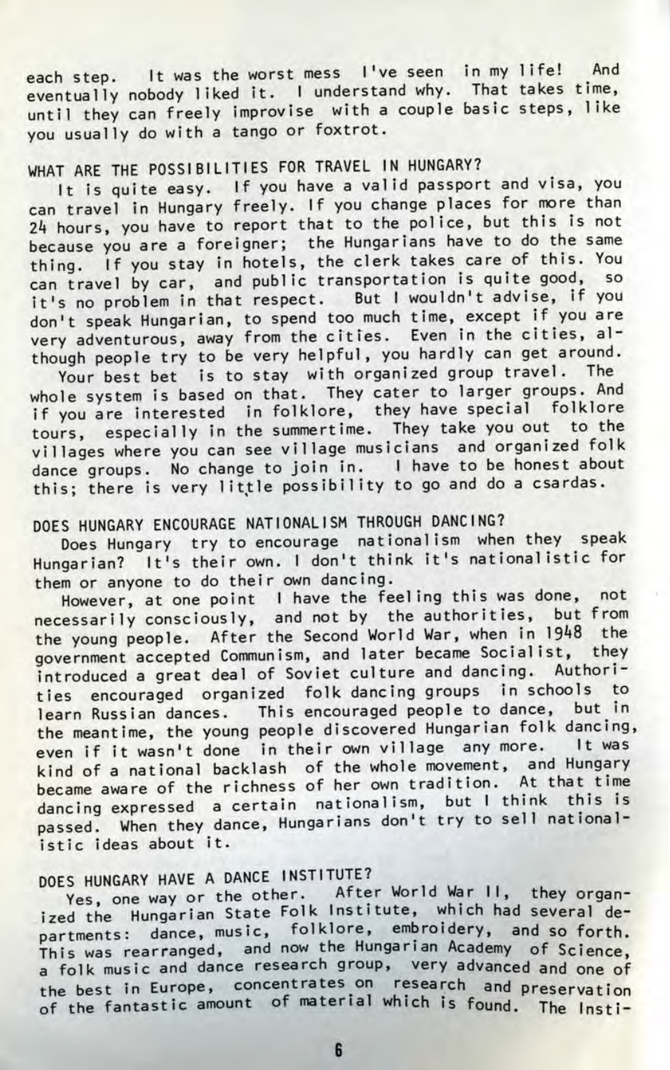each step. It was the worst mess I've seen in my life! And eventually nobody liked it. I understand why. That takes time, until they can freely improvise with a couple basic steps, like you usually do with a tango or foxtrot.

## WHAT ARE THE POSSIBILITIES FOR TRAVEL IN HUNGARY?

It is quite easy. If you have a valid passport and visa, you can travel in Hungary freely. If you change places for more than 24 hours, you have to report that to the police, but this is not because you are a foreigner; the Hungarians have to do the same thing. If you stay in hotels, the clerk takes care of this. You can travel by car, and public transportation is quite good, so it's no problem in that respect. But I wouldn't advise, if you don't speak Hungarian, to spend too much time, except if you are very adventurous, away from the cities. Even in the cities, although people try to be very helpful, you hardly can get around.

Your best bet is to stay with organized group travel. The whole system is based on that. They cater to larger groups. And if you are interested in folklore, they have special folklore tours, especially in the summertime. They take you out to the villages where you can see village musicians and organized folk dance groups. No change to join in. I have to be honest about this; there is very little possibility to go and do a csardas.

## DOES HUNGARY ENCOURAGE NATIONALISM THROUGH DANCING?

Does Hungary try to encourage nationalism when they speak Hungarian? It's their own. I don't think it's nationalistic for them or anyone to do their own dancing.

However, at one point I have the feeling this was done, not necessarily consciously, and not by the authorities, but from the young people. After the Second World War, when in 1948 the government accepted Communism, and later became Socialist, they introduced a great deal of Soviet culture and dancing. Authorities encouraged organized folk dancing groups in schools to learn Russian dances. This encouraged people to dance, but in the meantime, the young people discovered Hungarian folk dancing, even if it wasn't done in their own village any more. It was kind of a national backlash of the whole movement, and Hungary became aware of the richness of her own tradition. At that time dancing expressed a certain nationalism, but I think this is passed. When they dance, Hungarians don't try to sell nationalistic ideas about it.

## DOES HUNGARY HAVE A DANCE INSTITUTE?

Yes, one way or the other. After World War II, they organized the Hungarian State Folk Institute, which had several departments: dance, music, folklore, embroidery, and so forth. This was rearranged, and now the Hungarian Academy of Science, a folk music and dance research group, very advanced and one of the best in Europe, concentrates on research and preservation of the fantastic amount of material which is found. The Insti-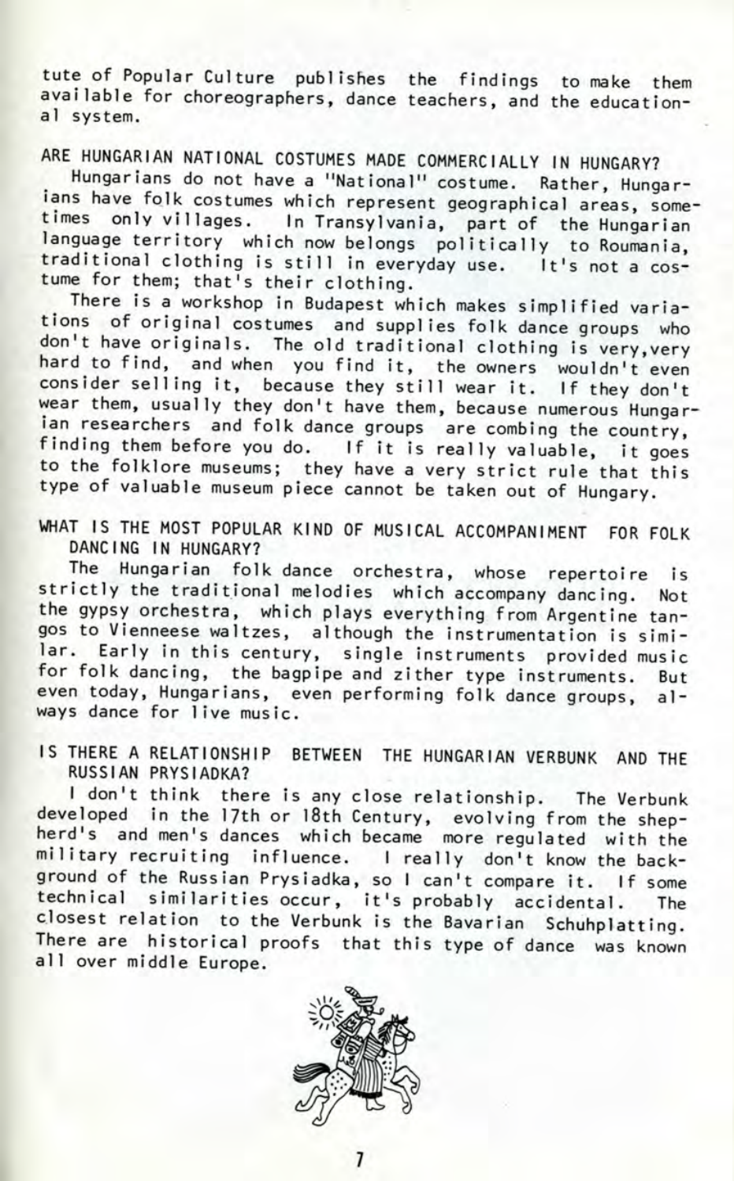tute of Popular Culture publishes the findings to make them available for choreographers, dance teachers, and the educational system.

## ARE HUNGARIAN NATIONAL COSTUMES MADE COMMERCIALLY IN HUNGARY?

Hungarians do not have a "National" costume. Rather, Hungarians have folk costumes which represent geographical areas, sometimes only villages. In Transylvania, part of the Hungarian language territory which now belongs politically to Roumania, traditional clothing is still in everyday use. It's not a costume for them; that's their clothing.

There is a workshop in Budapest which makes simplified variations of original costumes and supplies folk dance groups who don't have originals. The old traditional clothing is very,very hard to find, and when you find it, the owners wouldn't even consider selling it, because they still wear it. If they don't wear them, usually they don't have them, because numerous Hungarian researchers and folk dance groups are combing the country, finding them before you do. If it is really valuable, it goes to the folklore museums; they have a very strict rule that this type of valuable museum piece cannot be taken out of Hungary.

## WHAT IS THE MOST POPULAR KIND OF MUSICAL ACCOMPANIMENT FOR FOLK DANCING IN HUNGARY?

The Hungarian folk dance orchestra, whose repertoire is strictly the traditional melodies which accompany dancing. Not the gypsy orchestra, which plays everything from Argentine tangos to Vienneese waltzes, although the instrumentation is similar. Early in this century, single instruments provided music for folk dancing, the bagpipe and zither type instruments. But even today, Hungarians, even performing folk dance groups, always dance for live music.

## IS THERE A RELATIONSHIP BETWEEN THE HUNGARIAN VERBUNK AND THE RUSSIAN PRYSIADKA?

I don't think there is any close relationship. The Verbunk developed in the 17th or 18th Century, evolving from the shepherd's and men's dances which became more regulated with the military recruiting influence. I really don't know the background of the Russian Prysiadka, so I can't compare it. If some technical similarities occur, it's probably accidental. The closest relation to the Verbunk is the Bavarian Schuhplatting. There are historical proofs that this type of dance was known all over middle Europe.